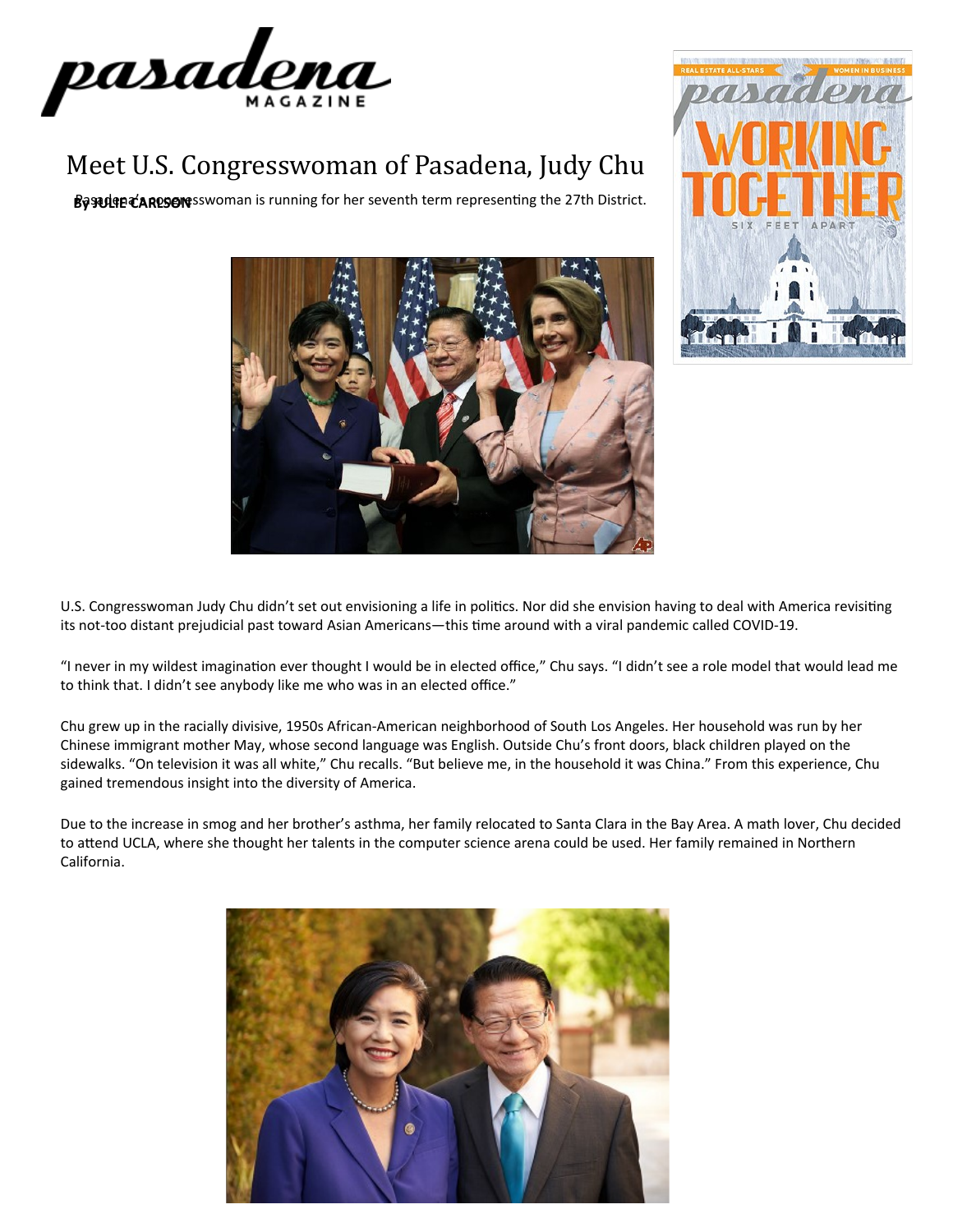# Meet U.S. Congresswoman of Pasadena, Judy Chu

**By JULIE CARLSON**

Pasadena's congresswoman is running for her seventh term representing the 27th District.

U.S. Congresswoman Judy Chu didn't set out envisioning a life in politics. Nor did she envision having to deal with America revisiting its not-too distant prejudicial past toward Asian Americans—this time around with a viral pandemic called COVID-19.

"I never in my wildest imagination ever thought I would be in elected office," Chu says. "I didn't see a role model that would lead me to think that. I didn't see anybody like me who was in an elected office."

Chu grew up in the racially divisive, 1950s African-American neighborhood of South Los Angeles. Her household was run by her Chinese immigrant mother May, whose second language was English. Outside Chu's front doors, black children played on the sidewalks. "On television it was all white," Chu recalls. "But believe me, in the household it was China." From this experience, Chu gained tremendous insight into the diversity of America.

Due to the increase in smog and her brother's asthma, her family relocated to Santa Clara in the Bay Area. A math lover, Chu decided to attend UCLA, where she thought her talents in the computer science arena could be used. Her family remained in Northern California.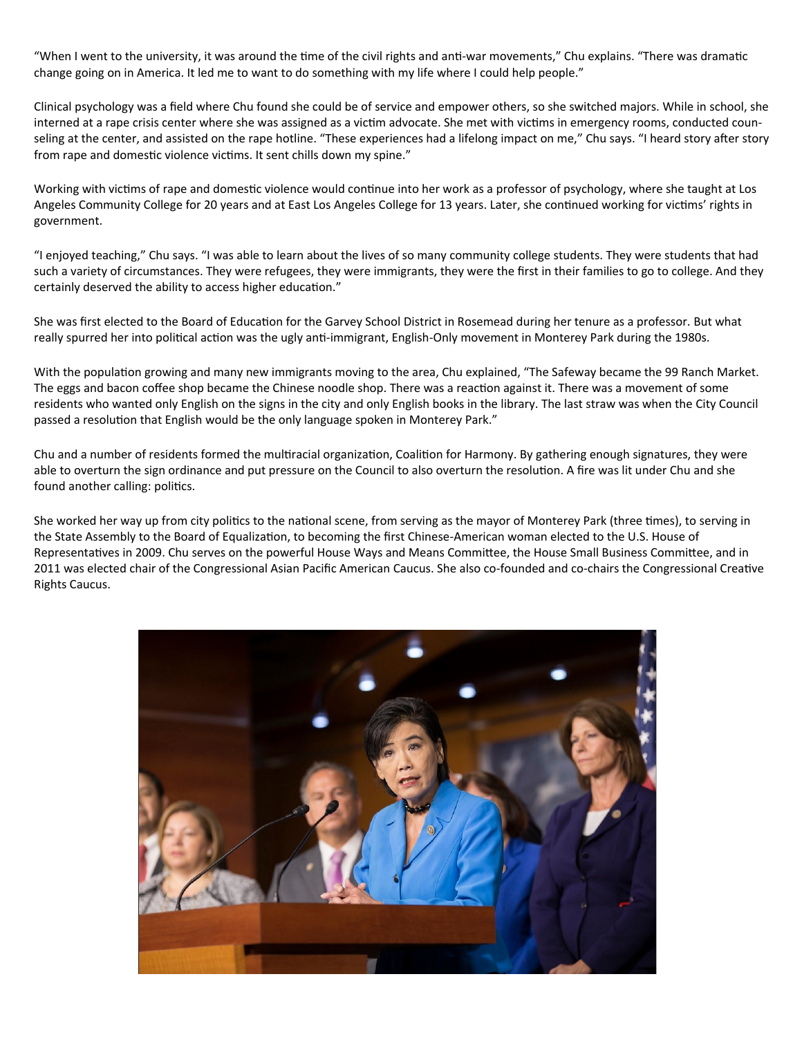"When I went to the university, it was around the time of the civil rights and anti-war movements," Chu explains. "There was dramatic change going on in America. It led me to want to do something with my life where I could help people."

Clinical psychology was a field where Chu found she could be of service and empower others, so she switched majors. While in school, she interned at a rape crisis center where she was assigned as a victim advocate. She met with victims in emergency rooms, conducted counseling at the center, and assisted on the rape hotline. "These experiences had a lifelong impact on me," Chu says. "I heard story after story from rape and domestic violence victims. It sent chills down my spine."

Working with victims of rape and domestic violence would continue into her work as a professor of psychology, where she taught at Los Angeles Community College for 20 years and at East Los Angeles College for 13 years. Later, she continued working for victims' rights in government.

"I enjoyed teaching," Chu says. "I was able to learn about the lives of so many community college students. They were students that had such a variety of circumstances. They were refugees, they were immigrants, they were the first in their families to go to college. And they certainly deserved the ability to access higher education."

She was first elected to the Board of Education for the Garvey School District in Rosemead during her tenure as a professor. But what really spurred her into political action was the ugly anti-immigrant, English-Only movement in Monterey Park during the 1980s.

With the population growing and many new immigrants moving to the area, Chu explained, "The Safeway became the 99 Ranch Market. The eggs and bacon coffee shop became the Chinese noodle shop. There was a reaction against it. There was a movement of some residents who wanted only English on the signs in the city and only English books in the library. The last straw was when the City Council passed a resolution that English would be the only language spoken in Monterey Park."

Chu and a number of residents formed the multiracial organization, Coalition for Harmony. By gathering enough signatures, they were able to overturn the sign ordinance and put pressure on the Council to also overturn the resolution. A fire was lit under Chu and she found another calling: politics.

She worked her way up from city politics to the national scene, from serving as the mayor of Monterey Park (three times), to serving in the State Assembly to the Board of Equalization, to becoming the first Chinese-American woman elected to the U.S. House of Representatives in 2009. Chu serves on the powerful House Ways and Means Committee, the House Small Business Committee, and in 2011 was elected chair of the Congressional Asian Pacific American Caucus. She also co-founded and co-chairs the Congressional Creative Rights Caucus.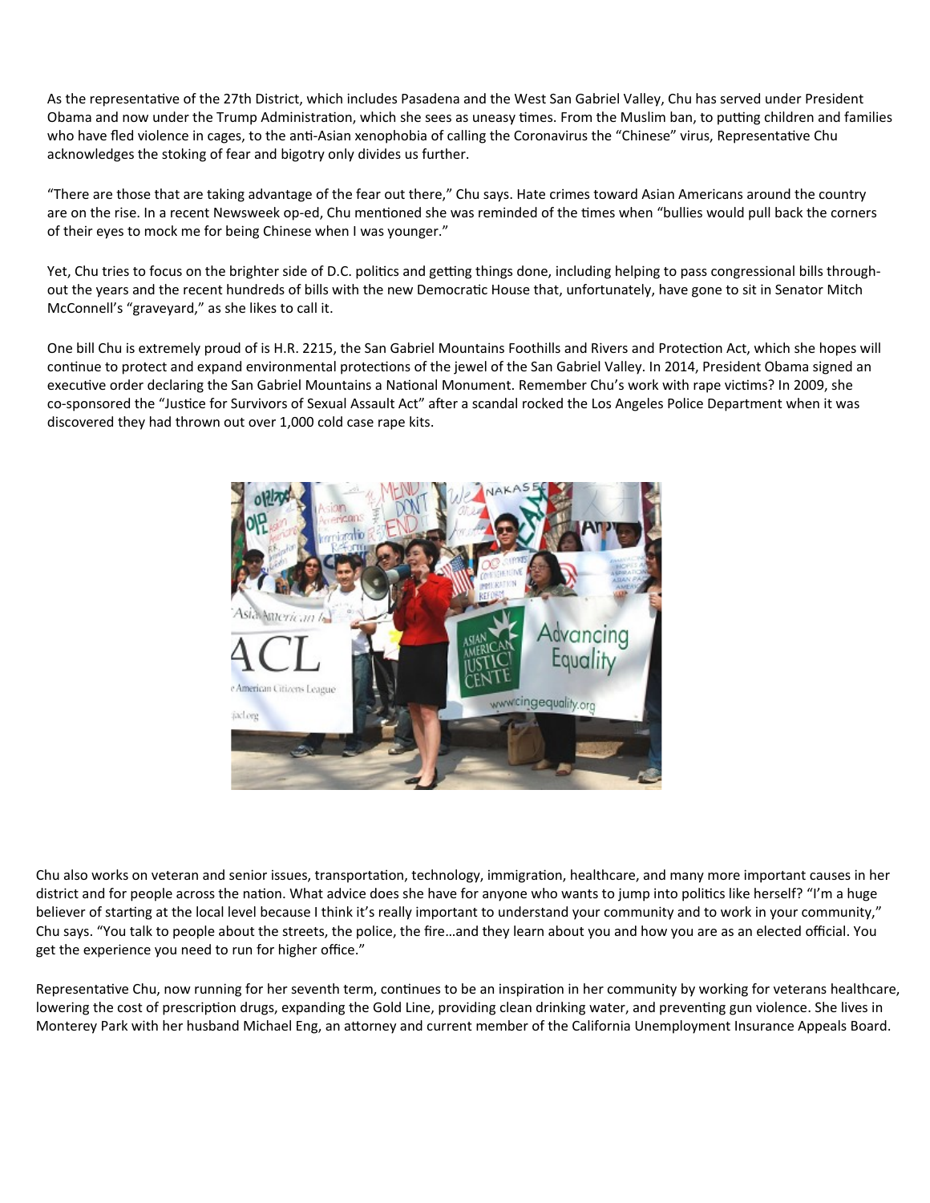As the representative of the 27th District, which includes Pasadena and the West San Gabriel Valley, Chu has served under President Obama and now under the Trump Administration, which she sees as uneasy times. From the Muslim ban, to putting children and families who have fled violence in cages, to the anti-Asian xenophobia of calling the Coronavirus the "Chinese" virus, Representative Chu acknowledges the stoking of fear and bigotry only divides us further.

"There are those that are taking advantage of the fear out there," Chu says. Hate crimes toward Asian Americans around the country are on the rise. In a recent Newsweek op-ed, Chu mentioned she was reminded of the times when "bullies would pull back the corners of their eyes to mock me for being Chinese when I was younger."

Yet, Chu tries to focus on the brighter side of D.C. politics and getting things done, including helping to pass congressional bills throughout the years and the recent hundreds of bills with the new Democratic House that, unfortunately, have gone to sit in Senator Mitch McConnell's "graveyard," as she likes to call it.

One bill Chu is extremely proud of is H.R. 2215, the San Gabriel Mountains Foothills and Rivers and Protection Act, which she hopes will continue to protect and expand environmental protections of the jewel of the San Gabriel Valley. In 2014, President Obama signed an executive order declaring the San Gabriel Mountains a National Monument. Remember Chu's work with rape victims? In 2009, she co-sponsored the "Justice for Survivors of Sexual Assault Act" after a scandal rocked the Los Angeles Police Department when it was discovered they had thrown out over 1,000 cold case rape kits.

Chu also works on veteran and senior issues, transportation, technology, immigration, healthcare, and many more important causes in her district and for people across the nation. What advice does she have for anyone who wants to jump into politics like herself? "I'm a huge believer of starting at the local level because I think it's really important to understand your community and to work in your community," Chu says. "You talk to people about the streets, the police, the fire…and they learn about you and how you are as an elected official. You get the experience you need to run for higher office."

Representative Chu, now running for her seventh term, continues to be an inspiration in her community by working for veterans healthcare, lowering the cost of prescription drugs, expanding the Gold Line, providing clean drinking water, and preventing gun violence. She lives in Monterey Park with her husband Michael Eng, an attorney and current member of the California Unemployment Insurance Appeals Board.